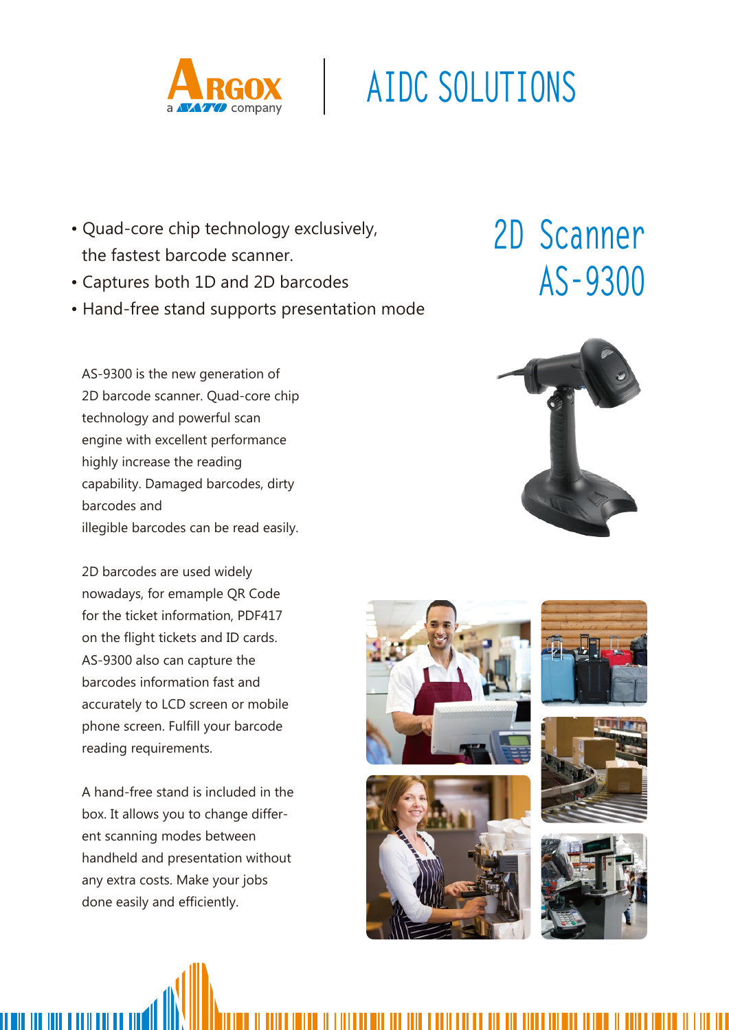ARGOX a SATO company | AIDC SOLUTIONS

# 2D Scanner AS-9300

- Quad-core chip technology exclusively, the fastest barcode scanner.
- Captures both 1D and 2D barcodes
- Hand-free stand supports presentation mode

AS-9300 is the new generation of 2D barcode scanner. Quad-core chip technology and powerful scan engine with excellent performance highly increase the reading capability. Damaged barcodes, dirty barcodes and illegible barcodes can be read easily.

2D barcodes are used widely nowadays, for emample QR Code for the ticket information, PDF417 on the flight tickets and ID cards. AS-9300 also can capture the barcodes information fast and accurately to LCD screen or mobile phone screen. Fulfill your barcode reading requirements.

A hand-free stand is included in the box. It allows you to change different scanning modes between handheld and presentation without any extra costs. Make your jobs done easily and efficiently.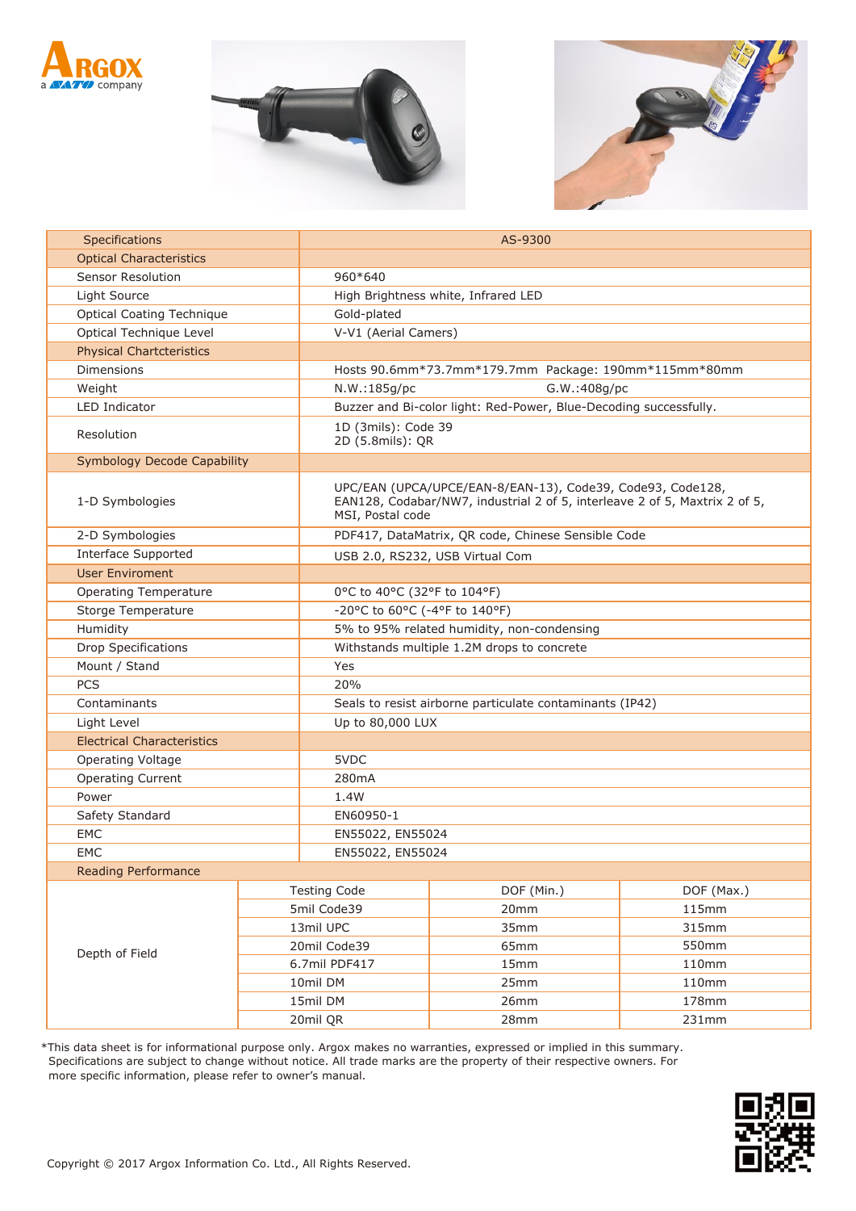| Specifications | AS-9300 |
|---|---|
| Optical Characteristics | |
| Sensor Resolution | 960*640 |
| Light Source | High Brightness white, Infrared LED |
| Optical Coating Technique | Gold-plated |
| Optical Technique Level | V-V1 (Aerial Camers) |
| Physical Chartcteristics | |
| Dimensions | Hosts 90.6mm*73.7mm*179.7mm Package: 190mm*115mm*80mm |
| Weight | N.W.:185g/pc G.W.:408g/pc |
| LED Indicator | Buzzer and Bi-color light: Red-Power, Blue-Decoding successfully. |
| Resolution | 1D (3mils): Code 39<br>2D (5.8mils): QR |
| Symbology Decode Capability | |
| 1-D Symbologies | UPC/EAN (UPCA/UPCE/EAN-8/EAN-13), Code39, Code93, Code128, EAN128, Codabar/NW7, industrial 2 of 5, interleave 2 of 5, Maxtrix 2 of 5, MSI, Postal code |
| 2-D Symbologies | PDF417, DataMatrix, QR code, Chinese Sensible Code |
| Interface Supported | USB 2.0, RS232, USB Virtual Com |
| User Enviroment | |
| Operating Temperature | 0°C to 40°C (32°F to 104°F) |
| Storge Temperature | -20°C to 60°C (-4°F to 140°F) |
| Humidity | 5% to 95% related humidity, non-condensing |
| Drop Specifications | Withstands multiple 1.2M drops to concrete |
| Mount / Stand | Yes |
| PCS | 20% |
| Contaminants | Seals to resist airborne particulate contaminants (IP42) |
| Light Level | Up to 80,000 LUX |
| Electrical Characteristics | |
| Operating Voltage | 5VDC |
| Operating Current | 280mA |
| Power | 1.4W |
| Safety Standard | EN60950-1 |
| EMC | EN55022, EN55024 |
| EMC | EN55022, EN55024 |

| Reading Performance | | | |
|---|---|---|---|
| Depth of Field | Testing Code | DOF (Min.) | DOF (Max.) |
| | 5mil Code39 | 20mm | 115mm |
| | 13mil UPC | 35mm | 315mm |
| | 20mil Code39 | 65mm | 550mm |
| | 6.7mil PDF417 | 15mm | 110mm |
| | 10mil DM | 25mm | 110mm |
| | 15mil DM | 26mm | 178mm |
| | 20mil QR | 28mm | 231mm |

*This data sheet is for informational purpose only. Argox makes no warranties, expressed or implied in this summary. Specifications are subject to change without notice. All trade marks are the property of their respective owners. For more specific information, please refer to owner's manual.

Copyright © 2017 Argox Information Co. Ltd., All Rights Reserved.